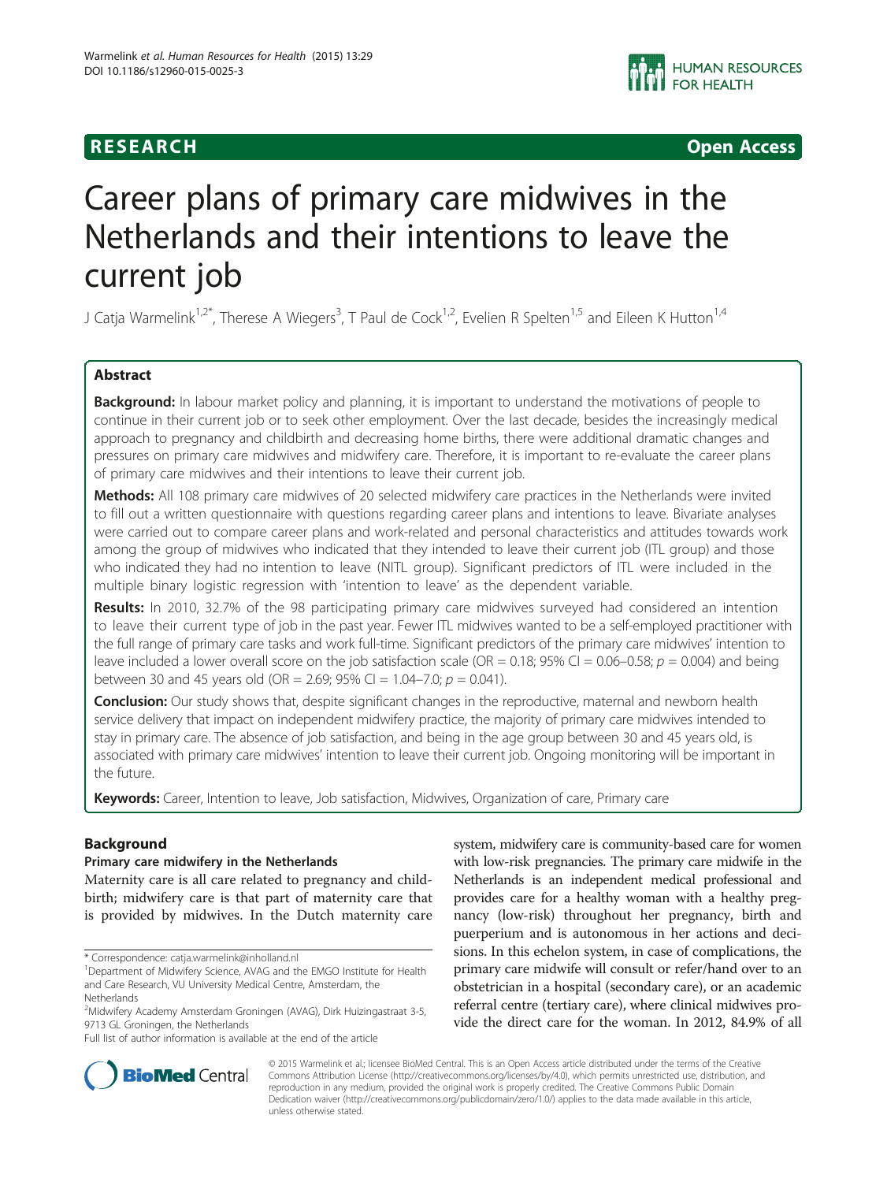RESEARCH Open Access

# Career plans of primary care midwives in the Netherlands and their intentions to leave the current job

J Catja Warmelink[1,2*], Therese A Wiegers[3], T Paul de Cock[1,2], Evelien R Spelten[1,5] and Eileen K Hutton[1,4]

## Abstract

**Background:** In labour market policy and planning, it is important to understand the motivations of people to continue in their current job or to seek other employment. Over the last decade, besides the increasingly medical approach to pregnancy and childbirth and decreasing home births, there were additional dramatic changes and pressures on primary care midwives and midwifery care. Therefore, it is important to re-evaluate the career plans of primary care midwives and their intentions to leave their current job.

**Methods:** All 108 primary care midwives of 20 selected midwifery care practices in the Netherlands were invited to fill out a written questionnaire with questions regarding career plans and intentions to leave. Bivariate analyses were carried out to compare career plans and work-related and personal characteristics and attitudes towards work among the group of midwives who indicated that they intended to leave their current job (ITL group) and those who indicated they had no intention to leave (NITL group). Significant predictors of ITL were included in the multiple binary logistic regression with 'intention to leave' as the dependent variable.

**Results:** In 2010, 32.7% of the 98 participating primary care midwives surveyed had considered an intention to leave their current type of job in the past year. Fewer ITL midwives wanted to be a self-employed practitioner with the full range of primary care tasks and work full-time. Significant predictors of the primary care midwives' intention to leave included a lower overall score on the job satisfaction scale (OR = 0.18; 95% CI = 0.06–0.58; $p = 0.004$) and being between 30 and 45 years old (OR = 2.69; 95% CI = 1.04–7.0; $p = 0.041$).

**Conclusion:** Our study shows that, despite significant changes in the reproductive, maternal and newborn health service delivery that impact on independent midwifery practice, the majority of primary care midwives intended to stay in primary care. The absence of job satisfaction, and being in the age group between 30 and 45 years old, is associated with primary care midwives' intention to leave their current job. Ongoing monitoring will be important in the future.

**Keywords:** Career, Intention to leave, Job satisfaction, Midwives, Organization of care, Primary care

## Background

### Primary care midwifery in the Netherlands

Maternity care is all care related to pregnancy and childbirth; midwifery care is that part of maternity care that is provided by midwives. In the Dutch maternity care system, midwifery care is community-based care for women with low-risk pregnancies. The primary care midwife in the Netherlands is an independent medical professional and provides care for a healthy woman with a healthy pregnancy (low-risk) throughout her pregnancy, birth and puerperium and is autonomous in her actions and decisions. In this echelon system, in case of complications, the primary care midwife will consult or refer/hand over to an obstetrician in a hospital (secondary care), or an academic referral centre (tertiary care), where clinical midwives provide the direct care for the woman. In 2012, 84.9% of all

\* Correspondence: catja.warmelink@inholland.nl
[1]Department of Midwifery Science, AVAG and the EMGO Institute for Health and Care Research, VU University Medical Centre, Amsterdam, the Netherlands
[2]Midwifery Academy Amsterdam Groningen (AVAG), Dirk Huizingastraat 3-5, 9713 GL Groningen, the Netherlands
Full list of author information is available at the end of the article

© 2015 Warmelink et al.; licensee BioMed Central. This is an Open Access article distributed under the terms of the Creative Commons Attribution License (http://creativecommons.org/licenses/by/4.0), which permits unrestricted use, distribution, and reproduction in any medium, provided the original work is properly credited. The Creative Commons Public Domain Dedication waiver (http://creativecommons.org/publicdomain/zero/1.0/) applies to the data made available in this article, unless otherwise stated.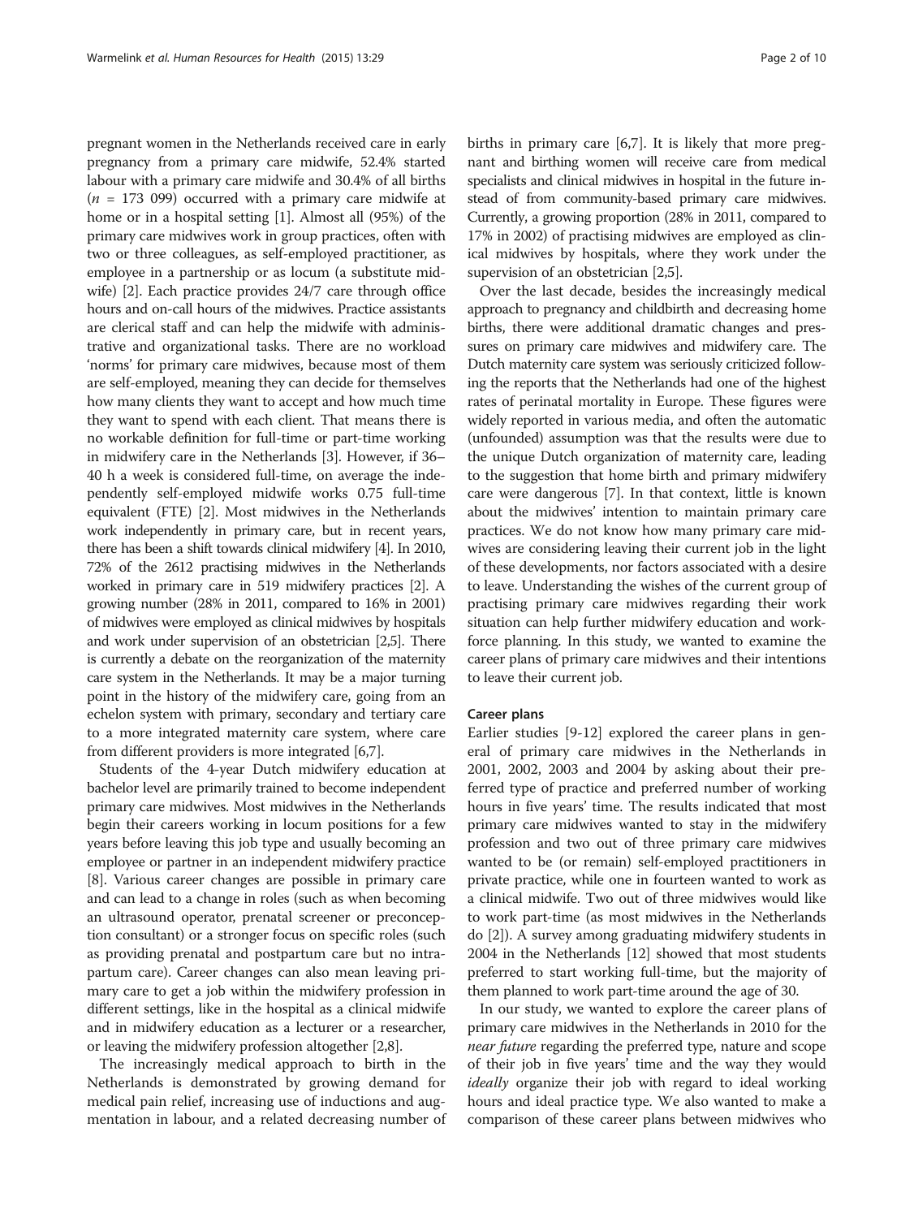pregnant women in the Netherlands received care in early pregnancy from a primary care midwife, 52.4% started labour with a primary care midwife and 30.4% of all births ($n$ = 173 099) occurred with a primary care midwife at home or in a hospital setting [1]. Almost all (95%) of the primary care midwives work in group practices, often with two or three colleagues, as self-employed practitioner, as employee in a partnership or as locum (a substitute midwife) [2]. Each practice provides 24/7 care through office hours and on-call hours of the midwives. Practice assistants are clerical staff and can help the midwife with administrative and organizational tasks. There are no workload 'norms' for primary care midwives, because most of them are self-employed, meaning they can decide for themselves how many clients they want to accept and how much time they want to spend with each client. That means there is no workable definition for full-time or part-time working in midwifery care in the Netherlands [3]. However, if 36–40 h a week is considered full-time, on average the independently self-employed midwife works 0.75 full-time equivalent (FTE) [2]. Most midwives in the Netherlands work independently in primary care, but in recent years, there has been a shift towards clinical midwifery [4]. In 2010, 72% of the 2612 practising midwives in the Netherlands worked in primary care in 519 midwifery practices [2]. A growing number (28% in 2011, compared to 16% in 2001) of midwives were employed as clinical midwives by hospitals and work under supervision of an obstetrician [2,5]. There is currently a debate on the reorganization of the maternity care system in the Netherlands. It may be a major turning point in the history of the midwifery care, going from an echelon system with primary, secondary and tertiary care to a more integrated maternity care system, where care from different providers is more integrated [6,7].

Students of the 4-year Dutch midwifery education at bachelor level are primarily trained to become independent primary care midwives. Most midwives in the Netherlands begin their careers working in locum positions for a few years before leaving this job type and usually becoming an employee or partner in an independent midwifery practice [8]. Various career changes are possible in primary care and can lead to a change in roles (such as when becoming an ultrasound operator, prenatal screener or preconception consultant) or a stronger focus on specific roles (such as providing prenatal and postpartum care but no intrapartum care). Career changes can also mean leaving primary care to get a job within the midwifery profession in different settings, like in the hospital as a clinical midwife and in midwifery education as a lecturer or a researcher, or leaving the midwifery profession altogether [2,8].

The increasingly medical approach to birth in the Netherlands is demonstrated by growing demand for medical pain relief, increasing use of inductions and augmentation in labour, and a related decreasing number of births in primary care [6,7]. It is likely that more pregnant and birthing women will receive care from medical specialists and clinical midwives in hospital in the future instead of from community-based primary care midwives. Currently, a growing proportion (28% in 2011, compared to 17% in 2002) of practising midwives are employed as clinical midwives by hospitals, where they work under the supervision of an obstetrician [2,5].

Over the last decade, besides the increasingly medical approach to pregnancy and childbirth and decreasing home births, there were additional dramatic changes and pressures on primary care midwives and midwifery care. The Dutch maternity care system was seriously criticized following the reports that the Netherlands had one of the highest rates of perinatal mortality in Europe. These figures were widely reported in various media, and often the automatic (unfounded) assumption was that the results were due to the unique Dutch organization of maternity care, leading to the suggestion that home birth and primary midwifery care were dangerous [7]. In that context, little is known about the midwives' intention to maintain primary care practices. We do not know how many primary care midwives are considering leaving their current job in the light of these developments, nor factors associated with a desire to leave. Understanding the wishes of the current group of practising primary care midwives regarding their work situation can help further midwifery education and workforce planning. In this study, we wanted to examine the career plans of primary care midwives and their intentions to leave their current job.

#### Career plans

Earlier studies [9-12] explored the career plans in general of primary care midwives in the Netherlands in 2001, 2002, 2003 and 2004 by asking about their preferred type of practice and preferred number of working hours in five years' time. The results indicated that most primary care midwives wanted to stay in the midwifery profession and two out of three primary care midwives wanted to be (or remain) self-employed practitioners in private practice, while one in fourteen wanted to work as a clinical midwife. Two out of three midwives would like to work part-time (as most midwives in the Netherlands do [2]). A survey among graduating midwifery students in 2004 in the Netherlands [12] showed that most students preferred to start working full-time, but the majority of them planned to work part-time around the age of 30.

In our study, we wanted to explore the career plans of primary care midwives in the Netherlands in 2010 for the *near future* regarding the preferred type, nature and scope of their job in five years' time and the way they would *ideally* organize their job with regard to ideal working hours and ideal practice type. We also wanted to make a comparison of these career plans between midwives who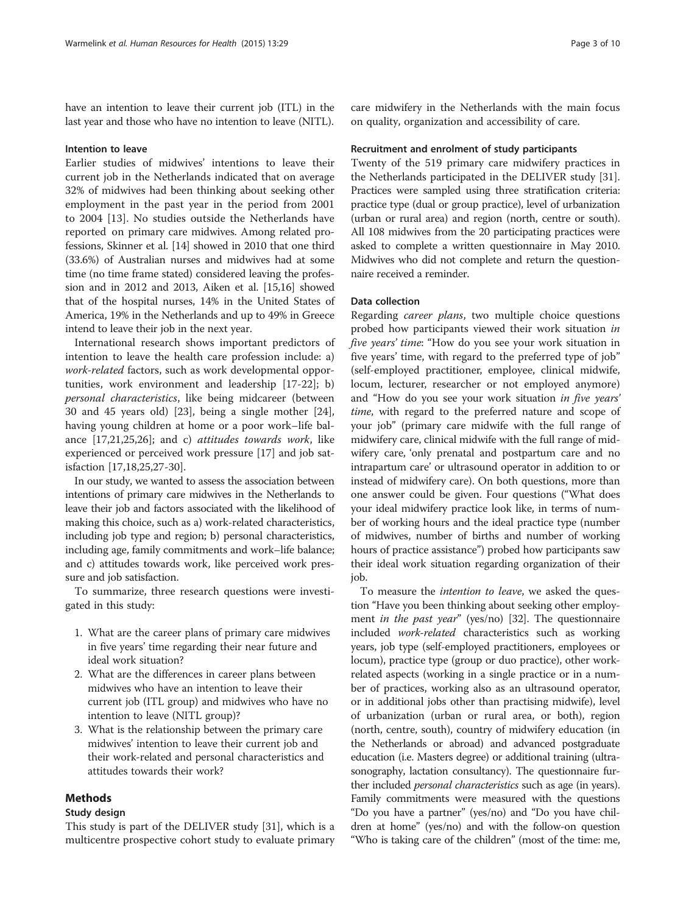have an intention to leave their current job (ITL) in the last year and those who have no intention to leave (NITL).

### Intention to leave

Earlier studies of midwives' intentions to leave their current job in the Netherlands indicated that on average 32% of midwives had been thinking about seeking other employment in the past year in the period from 2001 to 2004 [13]. No studies outside the Netherlands have reported on primary care midwives. Among related professions, Skinner et al. [14] showed in 2010 that one third (33.6%) of Australian nurses and midwives had at some time (no time frame stated) considered leaving the profession and in 2012 and 2013, Aiken et al. [15,16] showed that of the hospital nurses, 14% in the United States of America, 19% in the Netherlands and up to 49% in Greece intend to leave their job in the next year.

International research shows important predictors of intention to leave the health care profession include: a) *work-related* factors, such as work developmental opportunities, work environment and leadership [17-22]; b) *personal characteristics*, like being midcareer (between 30 and 45 years old) [23], being a single mother [24], having young children at home or a poor work–life balance [17,21,25,26]; and c) *attitudes towards work*, like experienced or perceived work pressure [17] and job satisfaction [17,18,25,27-30].

In our study, we wanted to assess the association between intentions of primary care midwives in the Netherlands to leave their job and factors associated with the likelihood of making this choice, such as a) work-related characteristics, including job type and region; b) personal characteristics, including age, family commitments and work–life balance; and c) attitudes towards work, like perceived work pressure and job satisfaction.

To summarize, three research questions were investigated in this study:

1. What are the career plans of primary care midwives in five years' time regarding their near future and ideal work situation?
2. What are the differences in career plans between midwives who have an intention to leave their current job (ITL group) and midwives who have no intention to leave (NITL group)?
3. What is the relationship between the primary care midwives' intention to leave their current job and their work-related and personal characteristics and attitudes towards their work?

## Methods

### Study design

This study is part of the DELIVER study [31], which is a multicentre prospective cohort study to evaluate primary care midwifery in the Netherlands with the main focus on quality, organization and accessibility of care.

### Recruitment and enrolment of study participants

Twenty of the 519 primary care midwifery practices in the Netherlands participated in the DELIVER study [31]. Practices were sampled using three stratification criteria: practice type (dual or group practice), level of urbanization (urban or rural area) and region (north, centre or south). All 108 midwives from the 20 participating practices were asked to complete a written questionnaire in May 2010. Midwives who did not complete and return the questionnaire received a reminder.

### Data collection

Regarding *career plans*, two multiple choice questions probed how participants viewed their work situation *in five years' time*: "How do you see your work situation in five years' time, with regard to the preferred type of job" (self-employed practitioner, employee, clinical midwife, locum, lecturer, researcher or not employed anymore) and "How do you see your work situation *in five years' time*, with regard to the preferred nature and scope of your job" (primary care midwife with the full range of midwifery care, clinical midwife with the full range of midwifery care, 'only prenatal and postpartum care and no intrapartum care' or ultrasound operator in addition to or instead of midwifery care). On both questions, more than one answer could be given. Four questions ("What does your ideal midwifery practice look like, in terms of number of working hours and the ideal practice type (number of midwives, number of births and number of working hours of practice assistance") probed how participants saw their ideal work situation regarding organization of their job.

To measure the *intention to leave*, we asked the question "Have you been thinking about seeking other employment *in the past year*" (yes/no) [32]. The questionnaire included *work-related* characteristics such as working years, job type (self-employed practitioners, employees or locum), practice type (group or duo practice), other work-related aspects (working in a single practice or in a number of practices, working also as an ultrasound operator, or in additional jobs other than practising midwife), level of urbanization (urban or rural area, or both), region (north, centre, south), country of midwifery education (in the Netherlands or abroad) and advanced postgraduate education (i.e. Masters degree) or additional training (ultrasonography, lactation consultancy). The questionnaire further included *personal characteristics* such as age (in years). Family commitments were measured with the questions "Do you have a partner" (yes/no) and "Do you have children at home" (yes/no) and with the follow-on question "Who is taking care of the children" (most of the time: me,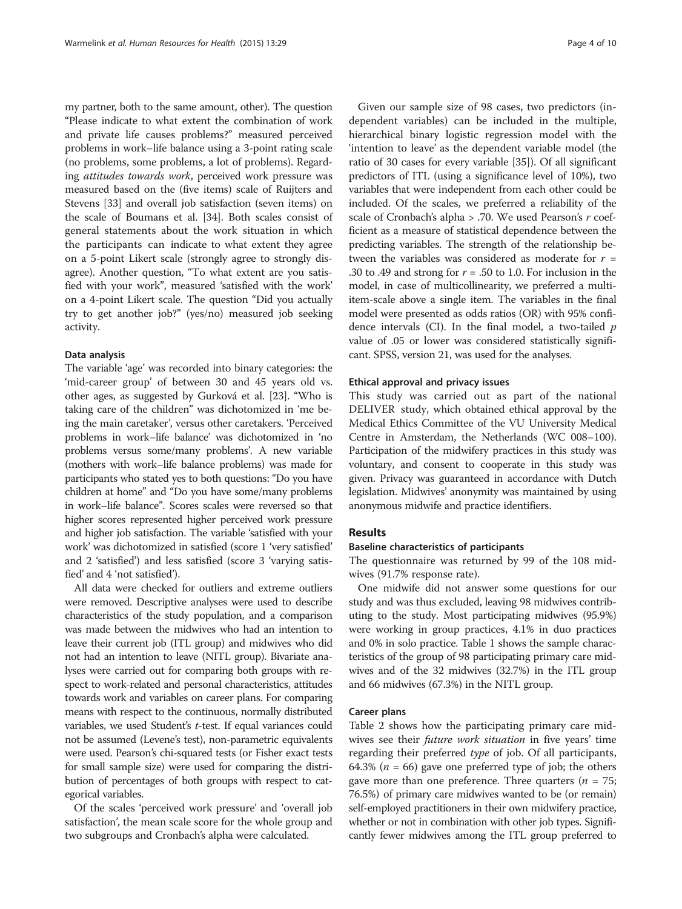my partner, both to the same amount, other). The question "Please indicate to what extent the combination of work and private life causes problems?" measured perceived problems in work–life balance using a 3-point rating scale (no problems, some problems, a lot of problems). Regarding *attitudes towards work*, perceived work pressure was measured based on the (five items) scale of Ruijters and Stevens [33] and overall job satisfaction (seven items) on the scale of Boumans et al. [34]. Both scales consist of general statements about the work situation in which the participants can indicate to what extent they agree on a 5-point Likert scale (strongly agree to strongly disagree). Another question, "To what extent are you satisfied with your work", measured 'satisfied with the work' on a 4-point Likert scale. The question "Did you actually try to get another job?" (yes/no) measured job seeking activity.

#### Data analysis

The variable 'age' was recorded into binary categories: the 'mid-career group' of between 30 and 45 years old vs. other ages, as suggested by Gurková et al. [23]. "Who is taking care of the children" was dichotomized in 'me being the main caretaker', versus other caretakers. 'Perceived problems in work–life balance' was dichotomized in 'no problems versus some/many problems'. A new variable (mothers with work–life balance problems) was made for participants who stated yes to both questions: "Do you have children at home" and "Do you have some/many problems in work–life balance". Scores scales were reversed so that higher scores represented higher perceived work pressure and higher job satisfaction. The variable 'satisfied with your work' was dichotomized in satisfied (score 1 'very satisfied' and 2 'satisfied') and less satisfied (score 3 'varying satisfied' and 4 'not satisfied').

All data were checked for outliers and extreme outliers were removed. Descriptive analyses were used to describe characteristics of the study population, and a comparison was made between the midwives who had an intention to leave their current job (ITL group) and midwives who did not had an intention to leave (NITL group). Bivariate analyses were carried out for comparing both groups with respect to work-related and personal characteristics, attitudes towards work and variables on career plans. For comparing means with respect to the continuous, normally distributed variables, we used Student's *t*-test. If equal variances could not be assumed (Levene's test), non-parametric equivalents were used. Pearson's chi-squared tests (or Fisher exact tests for small sample size) were used for comparing the distribution of percentages of both groups with respect to categorical variables.

Of the scales 'perceived work pressure' and 'overall job satisfaction', the mean scale score for the whole group and two subgroups and Cronbach's alpha were calculated.

Given our sample size of 98 cases, two predictors (independent variables) can be included in the multiple, hierarchical binary logistic regression model with the 'intention to leave' as the dependent variable model (the ratio of 30 cases for every variable [35]). Of all significant predictors of ITL (using a significance level of 10%), two variables that were independent from each other could be included. Of the scales, we preferred a reliability of the scale of Cronbach's alpha > .70. We used Pearson's *r* coefficient as a measure of statistical dependence between the predicting variables. The strength of the relationship between the variables was considered as moderate for $r$ = .30 to .49 and strong for $r$ = .50 to 1.0. For inclusion in the model, in case of multicollinearity, we preferred a multi-item-scale above a single item. The variables in the final model were presented as odds ratios (OR) with 95% confidence intervals (CI). In the final model, a two-tailed $p$ value of .05 or lower was considered statistically significant. SPSS, version 21, was used for the analyses.

#### Ethical approval and privacy issues

This study was carried out as part of the national DELIVER study, which obtained ethical approval by the Medical Ethics Committee of the VU University Medical Centre in Amsterdam, the Netherlands (WC 008–100). Participation of the midwifery practices in this study was voluntary, and consent to cooperate in this study was given. Privacy was guaranteed in accordance with Dutch legislation. Midwives' anonymity was maintained by using anonymous midwife and practice identifiers.

## Results

#### Baseline characteristics of participants

The questionnaire was returned by 99 of the 108 midwives (91.7% response rate).

One midwife did not answer some questions for our study and was thus excluded, leaving 98 midwives contributing to the study. Most participating midwives (95.9%) were working in group practices, 4.1% in duo practices and 0% in solo practice. Table 1 shows the sample characteristics of the group of 98 participating primary care midwives and of the 32 midwives (32.7%) in the ITL group and 66 midwives (67.3%) in the NITL group.

#### Career plans

Table 2 shows how the participating primary care midwives see their *future work situation* in five years' time regarding their preferred *type* of job. Of all participants, 64.3% ($n$ = 66) gave one preferred type of job; the others gave more than one preference. Three quarters ($n$ = 75; 76.5%) of primary care midwives wanted to be (or remain) self-employed practitioners in their own midwifery practice, whether or not in combination with other job types. Significantly fewer midwives among the ITL group preferred to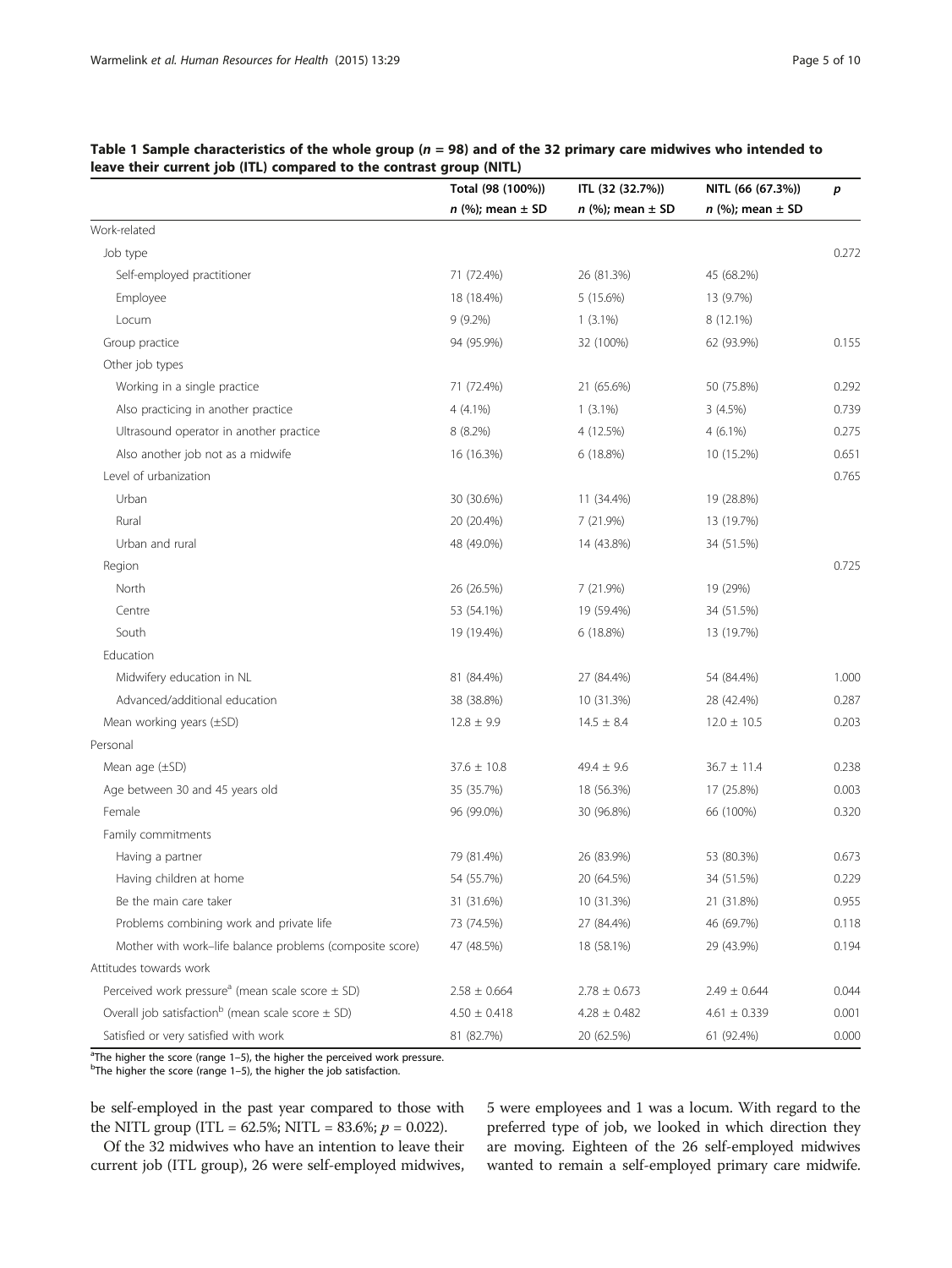**Table 1 Sample characteristics of the whole group ($n$ = 98) and of the 32 primary care midwives who intended to leave their current job (ITL) compared to the contrast group (NITL)**

| | Total (98 (100%)) | ITL (32 (32.7%)) | NITL (66 (67.3%)) | $p$ |
|---|---|---|---|---|
| | $n$ (%); mean ± SD | $n$ (%); mean ± SD | $n$ (%); mean ± SD | |
| Work-related | | | | |
| Job type | | | | 0.272 |
| Self-employed practitioner | 71 (72.4%) | 26 (81.3%) | 45 (68.2%) | |
| Employee | 18 (18.4%) | 5 (15.6%) | 13 (9.7%) | |
| Locum | 9 (9.2%) | 1 (3.1%) | 8 (12.1%) | |
| Group practice | 94 (95.9%) | 32 (100%) | 62 (93.9%) | 0.155 |
| Other job types | | | | |
| Working in a single practice | 71 (72.4%) | 21 (65.6%) | 50 (75.8%) | 0.292 |
| Also practicing in another practice | 4 (4.1%) | 1 (3.1%) | 3 (4.5%) | 0.739 |
| Ultrasound operator in another practice | 8 (8.2%) | 4 (12.5%) | 4 (6.1%) | 0.275 |
| Also another job not as a midwife | 16 (16.3%) | 6 (18.8%) | 10 (15.2%) | 0.651 |
| Level of urbanization | | | | 0.765 |
| Urban | 30 (30.6%) | 11 (34.4%) | 19 (28.8%) | |
| Rural | 20 (20.4%) | 7 (21.9%) | 13 (19.7%) | |
| Urban and rural | 48 (49.0%) | 14 (43.8%) | 34 (51.5%) | |
| Region | | | | 0.725 |
| North | 26 (26.5%) | 7 (21.9%) | 19 (29%) | |
| Centre | 53 (54.1%) | 19 (59.4%) | 34 (51.5%) | |
| South | 19 (19.4%) | 6 (18.8%) | 13 (19.7%) | |
| Education | | | | |
| Midwifery education in NL | 81 (84.4%) | 27 (84.4%) | 54 (84.4%) | 1.000 |
| Advanced/additional education | 38 (38.8%) | 10 (31.3%) | 28 (42.4%) | 0.287 |
| Mean working years (±SD) | 12.8 ± 9.9 | 14.5 ± 8.4 | 12.0 ± 10.5 | 0.203 |
| Personal | | | | |
| Mean age (±SD) | 37.6 ± 10.8 | 49.4 ± 9.6 | 36.7 ± 11.4 | 0.238 |
| Age between 30 and 45 years old | 35 (35.7%) | 18 (56.3%) | 17 (25.8%) | 0.003 |
| Female | 96 (99.0%) | 30 (96.8%) | 66 (100%) | 0.320 |
| Family commitments | | | | |
| Having a partner | 79 (81.4%) | 26 (83.9%) | 53 (80.3%) | 0.673 |
| Having children at home | 54 (55.7%) | 20 (64.5%) | 34 (51.5%) | 0.229 |
| Be the main care taker | 31 (31.6%) | 10 (31.3%) | 21 (31.8%) | 0.955 |
| Problems combining work and private life | 73 (74.5%) | 27 (84.4%) | 46 (69.7%) | 0.118 |
| Mother with work–life balance problems (composite score) | 47 (48.5%) | 18 (58.1%) | 29 (43.9%) | 0.194 |
| Attitudes towards work | | | | |
| Perceived work pressure[a] (mean scale score ± SD) | 2.58 ± 0.664 | 2.78 ± 0.673 | 2.49 ± 0.644 | 0.044 |
| Overall job satisfaction[b] (mean scale score ± SD) | 4.50 ± 0.418 | 4.28 ± 0.482 | 4.61 ± 0.339 | 0.001 |
| Satisfied or very satisfied with work | 81 (82.7%) | 20 (62.5%) | 61 (92.4%) | 0.000 |

[a]The higher the score (range 1–5), the higher the perceived work pressure.
[b]The higher the score (range 1–5), the higher the job satisfaction.

be self-employed in the past year compared to those with the NITL group (ITL = 62.5%; NITL = 83.6%; $p$ = 0.022).

Of the 32 midwives who have an intention to leave their current job (ITL group), 26 were self-employed midwives, 5 were employees and 1 was a locum. With regard to the preferred type of job, we looked in which direction they are moving. Eighteen of the 26 self-employed midwives wanted to remain a self-employed primary care midwife.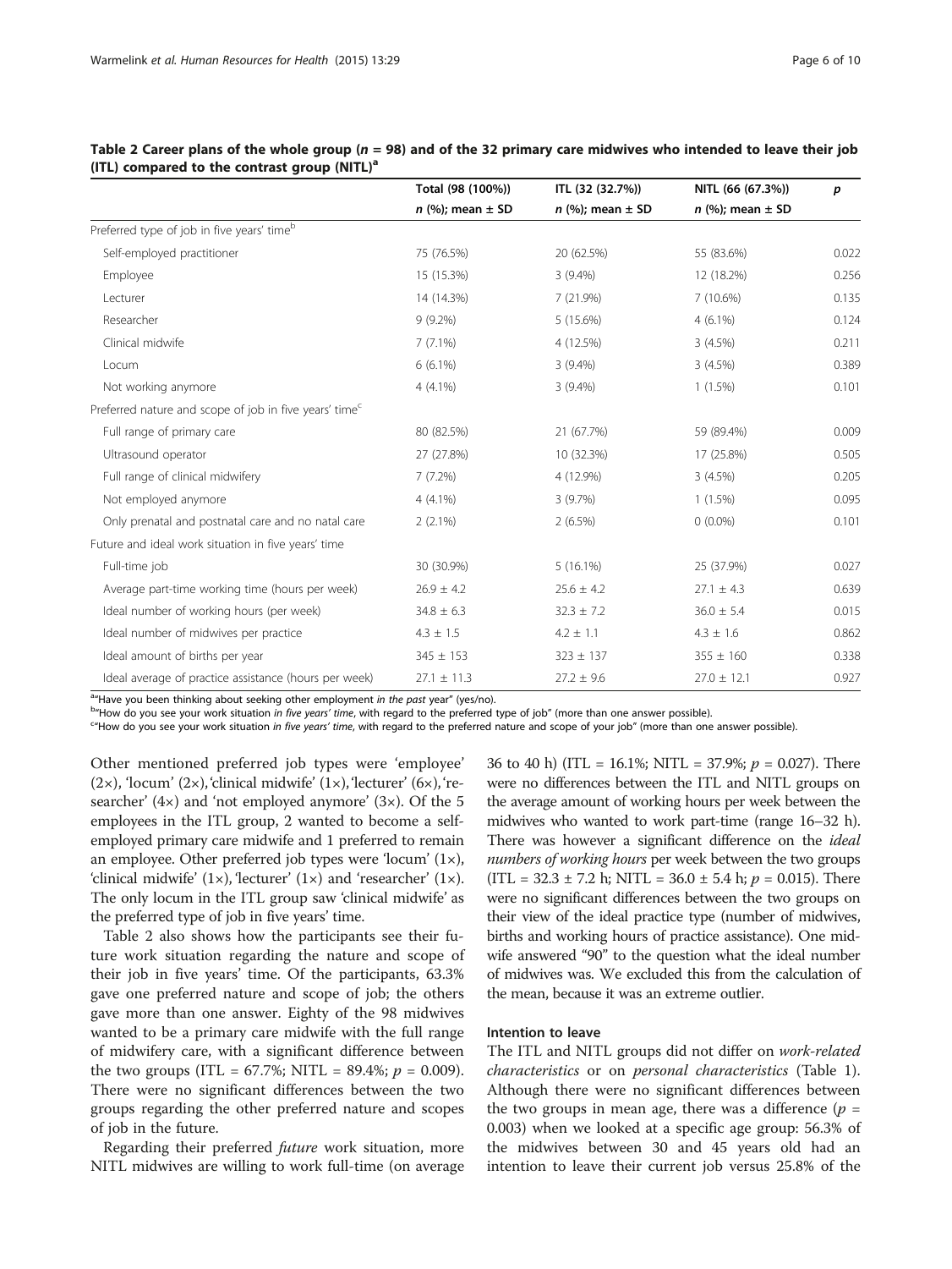**Table 2 Career plans of the whole group ($n$ = 98) and of the 32 primary care midwives who intended to leave their job (ITL) compared to the contrast group (NITL)[a]**

| | Total (98 (100%)) | ITL (32 (32.7%)) | NITL (66 (67.3%)) | $p$ |
|---|---|---|---|---|
| | $n$ (%); mean ± SD | $n$ (%); mean ± SD | $n$ (%); mean ± SD | |
| Preferred type of job in five years' time[b] | | | | |
| Self-employed practitioner | 75 (76.5%) | 20 (62.5%) | 55 (83.6%) | 0.022 |
| Employee | 15 (15.3%) | 3 (9.4%) | 12 (18.2%) | 0.256 |
| Lecturer | 14 (14.3%) | 7 (21.9%) | 7 (10.6%) | 0.135 |
| Researcher | 9 (9.2%) | 5 (15.6%) | 4 (6.1%) | 0.124 |
| Clinical midwife | 7 (7.1%) | 4 (12.5%) | 3 (4.5%) | 0.211 |
| Locum | 6 (6.1%) | 3 (9.4%) | 3 (4.5%) | 0.389 |
| Not working anymore | 4 (4.1%) | 3 (9.4%) | 1 (1.5%) | 0.101 |
| Preferred nature and scope of job in five years' time[c] | | | | |
| Full range of primary care | 80 (82.5%) | 21 (67.7%) | 59 (89.4%) | 0.009 |
| Ultrasound operator | 27 (27.8%) | 10 (32.3%) | 17 (25.8%) | 0.505 |
| Full range of clinical midwifery | 7 (7.2%) | 4 (12.9%) | 3 (4.5%) | 0.205 |
| Not employed anymore | 4 (4.1%) | 3 (9.7%) | 1 (1.5%) | 0.095 |
| Only prenatal and postnatal care and no natal care | 2 (2.1%) | 2 (6.5%) | 0 (0.0%) | 0.101 |
| Future and ideal work situation in five years' time | | | | |
| Full-time job | 30 (30.9%) | 5 (16.1%) | 25 (37.9%) | 0.027 |
| Average part-time working time (hours per week) | 26.9 ± 4.2 | 25.6 ± 4.2 | 27.1 ± 4.3 | 0.639 |
| Ideal number of working hours (per week) | 34.8 ± 6.3 | 32.3 ± 7.2 | 36.0 ± 5.4 | 0.015 |
| Ideal number of midwives per practice | 4.3 ± 1.5 | 4.2 ± 1.1 | 4.3 ± 1.6 | 0.862 |
| Ideal amount of births per year | 345 ± 153 | 323 ± 137 | 355 ± 160 | 0.338 |
| Ideal average of practice assistance (hours per week) | 27.1 ± 11.3 | 27.2 ± 9.6 | 27.0 ± 12.1 | 0.927 |

[a]"Have you been thinking about seeking other employment *in the past* year" (yes/no).
[b]"How do you see your work situation *in five years' time*, with regard to the preferred type of job" (more than one answer possible).
[c]"How do you see your work situation *in five years' time*, with regard to the preferred nature and scope of your job" (more than one answer possible).

Other mentioned preferred job types were 'employee' (2×), 'locum' (2×), 'clinical midwife' (1×), 'lecturer' (6×), 'researcher' (4×) and 'not employed anymore' (3×). Of the 5 employees in the ITL group, 2 wanted to become a self-employed primary care midwife and 1 preferred to remain an employee. Other preferred job types were 'locum' (1×), 'clinical midwife' (1×), 'lecturer' (1×) and 'researcher' (1×). The only locum in the ITL group saw 'clinical midwife' as the preferred type of job in five years' time.

Table 2 also shows how the participants see their future work situation regarding the nature and scope of their job in five years' time. Of the participants, 63.3% gave one preferred nature and scope of job; the others gave more than one answer. Eighty of the 98 midwives wanted to be a primary care midwife with the full range of midwifery care, with a significant difference between the two groups (ITL = 67.7%; NITL = 89.4%; $p$ = 0.009). There were no significant differences between the two groups regarding the other preferred nature and scopes of job in the future.

Regarding their preferred *future* work situation, more NITL midwives are willing to work full-time (on average 36 to 40 h) (ITL = 16.1%; NITL = 37.9%; $p$ = 0.027). There were no differences between the ITL and NITL groups on the average amount of working hours per week between the midwives who wanted to work part-time (range 16–32 h). There was however a significant difference on the *ideal numbers of working hours* per week between the two groups (ITL = 32.3 ± 7.2 h; NITL = 36.0 ± 5.4 h; $p$ = 0.015). There were no significant differences between the two groups on their view of the ideal practice type (number of midwives, births and working hours of practice assistance). One midwife answered "90" to the question what the ideal number of midwives was. We excluded this from the calculation of the mean, because it was an extreme outlier.

#### Intention to leave

The ITL and NITL groups did not differ on *work-related characteristics* or on *personal characteristics* (Table 1). Although there were no significant differences between the two groups in mean age, there was a difference ($p$ = 0.003) when we looked at a specific age group: 56.3% of the midwives between 30 and 45 years old had an intention to leave their current job versus 25.8% of the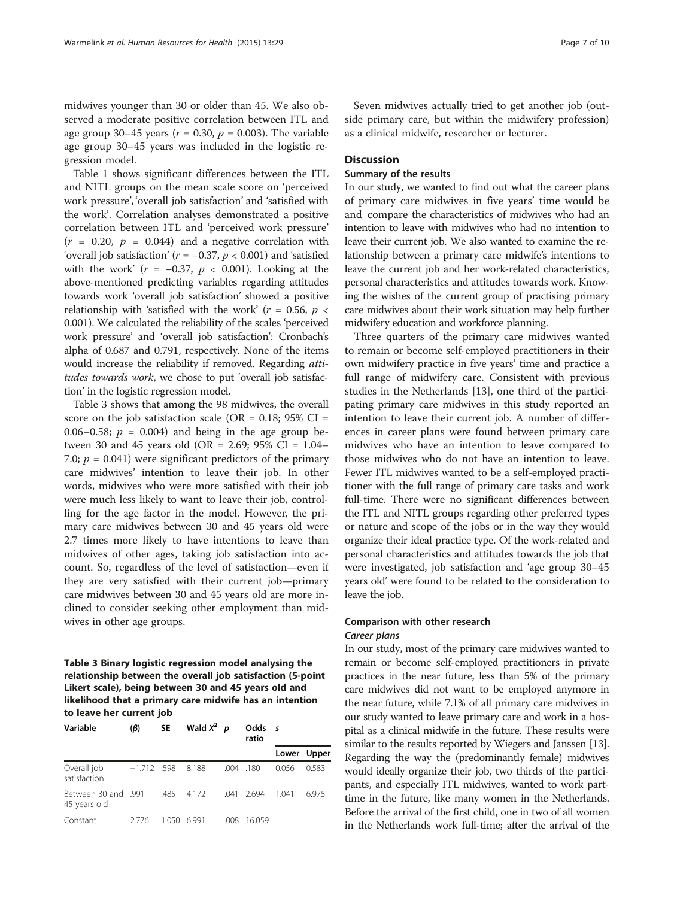midwives younger than 30 or older than 45. We also observed a moderate positive correlation between ITL and age group 30–45 years ($r = 0.30$, $p = 0.003$). The variable age group 30–45 years was included in the logistic regression model.

Table 1 shows significant differences between the ITL and NITL groups on the mean scale score on 'perceived work pressure', 'overall job satisfaction' and 'satisfied with the work'. Correlation analyses demonstrated a positive correlation between ITL and 'perceived work pressure' ($r = 0.20$, $p = 0.044$) and a negative correlation with 'overall job satisfaction' ($r = -0.37$, $p < 0.001$) and 'satisfied with the work' ($r = -0.37$, $p < 0.001$). Looking at the above-mentioned predicting variables regarding attitudes towards work 'overall job satisfaction' showed a positive relationship with 'satisfied with the work' ($r = 0.56$, $p < 0.001$). We calculated the reliability of the scales 'perceived work pressure' and 'overall job satisfaction': Cronbach's alpha of 0.687 and 0.791, respectively. None of the items would increase the reliability if removed. Regarding *attitudes towards work*, we chose to put 'overall job satisfaction' in the logistic regression model.

Table 3 shows that among the 98 midwives, the overall score on the job satisfaction scale (OR = 0.18; 95% CI = 0.06–0.58; $p = 0.004$) and being in the age group between 30 and 45 years old (OR = 2.69; 95% CI = 1.04–7.0; $p = 0.041$) were significant predictors of the primary care midwives' intention to leave their job. In other words, midwives who were more satisfied with their job were much less likely to want to leave their job, controlling for the age factor in the model. However, the primary care midwives between 30 and 45 years old were 2.7 times more likely to have intentions to leave than midwives of other ages, taking job satisfaction into account. So, regardless of the level of satisfaction—even if they are very satisfied with their current job—primary care midwives between 30 and 45 years old are more inclined to consider seeking other employment than midwives in other age groups.

**Table 3 Binary logistic regression model analysing the relationship between the overall job satisfaction (5-point Likert scale), being between 30 and 45 years old and likelihood that a primary care midwife has an intention to leave her current job**

| Variable | (β) | SE | Wald $X^2$ | p | Odds ratio | s | |
|---|---|---|---|---|---|---|---|
| | | | | | | Lower | Upper |
| Overall job satisfaction | −1.712 | .598 | 8.188 | .004 | .180 | 0.056 | 0.583 |
| Between 30 and 45 years old | .991 | .485 | 4.172 | .041 | 2.694 | 1.041 | 6.975 |
| Constant | 2.776 | 1.050 | 6.991 | .008 | 16.059 | | |

Seven midwives actually tried to get another job (outside primary care, but within the midwifery profession) as a clinical midwife, researcher or lecturer.

## Discussion

### Summary of the results

In our study, we wanted to find out what the career plans of primary care midwives in five years' time would be and compare the characteristics of midwives who had an intention to leave with midwives who had no intention to leave their current job. We also wanted to examine the relationship between a primary care midwife's intentions to leave the current job and her work-related characteristics, personal characteristics and attitudes towards work. Knowing the wishes of the current group of practising primary care midwives about their work situation may help further midwifery education and workforce planning.

Three quarters of the primary care midwives wanted to remain or become self-employed practitioners in their own midwifery practice in five years' time and practice a full range of midwifery care. Consistent with previous studies in the Netherlands [13], one third of the participating primary care midwives in this study reported an intention to leave their current job. A number of differences in career plans were found between primary care midwives who have an intention to leave compared to those midwives who do not have an intention to leave. Fewer ITL midwives wanted to be a self-employed practitioner with the full range of primary care tasks and work full-time. There were no significant differences between the ITL and NITL groups regarding other preferred types or nature and scope of the jobs or in the way they would organize their ideal practice type. Of the work-related and personal characteristics and attitudes towards the job that were investigated, job satisfaction and 'age group 30–45 years old' were found to be related to the consideration to leave the job.

### Comparison with other research

#### *Career plans*

In our study, most of the primary care midwives wanted to remain or become self-employed practitioners in private practices in the near future, less than 5% of the primary care midwives did not want to be employed anymore in the near future, while 7.1% of all primary care midwives in our study wanted to leave primary care and work in a hospital as a clinical midwife in the future. These results were similar to the results reported by Wiegers and Janssen [13]. Regarding the way the (predominantly female) midwives would ideally organize their job, two thirds of the participants, and especially ITL midwives, wanted to work part-time in the future, like many women in the Netherlands. Before the arrival of the first child, one in two of all women in the Netherlands work full-time; after the arrival of the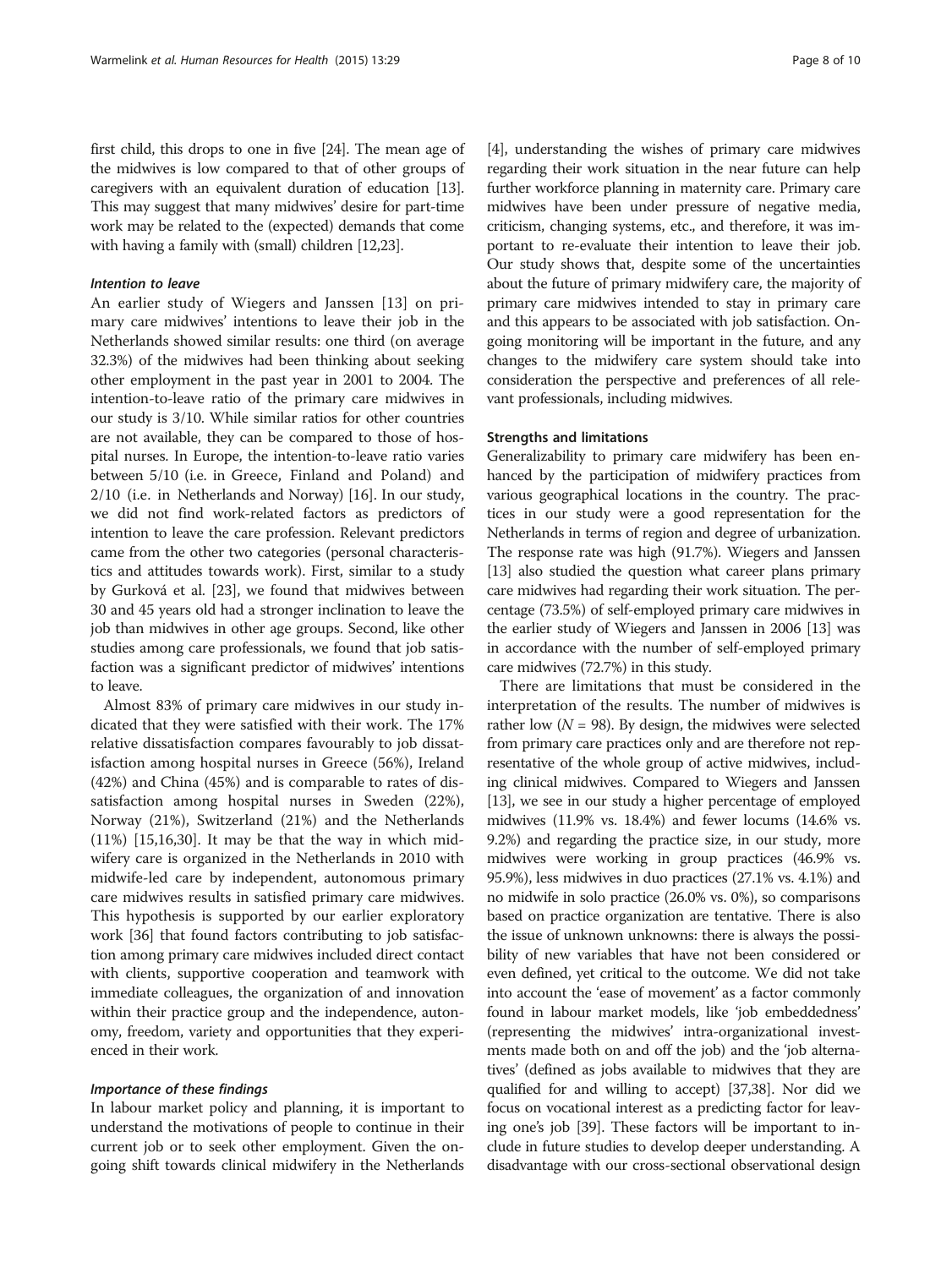first child, this drops to one in five [24]. The mean age of the midwives is low compared to that of other groups of caregivers with an equivalent duration of education [13]. This may suggest that many midwives' desire for part-time work may be related to the (expected) demands that come with having a family with (small) children [12,23].

#### *Intention to leave*

An earlier study of Wiegers and Janssen [13] on primary care midwives' intentions to leave their job in the Netherlands showed similar results: one third (on average 32.3%) of the midwives had been thinking about seeking other employment in the past year in 2001 to 2004. The intention-to-leave ratio of the primary care midwives in our study is 3/10. While similar ratios for other countries are not available, they can be compared to those of hospital nurses. In Europe, the intention-to-leave ratio varies between 5/10 (i.e. in Greece, Finland and Poland) and 2/10 (i.e. in Netherlands and Norway) [16]. In our study, we did not find work-related factors as predictors of intention to leave the care profession. Relevant predictors came from the other two categories (personal characteristics and attitudes towards work). First, similar to a study by Gurková et al. [23], we found that midwives between 30 and 45 years old had a stronger inclination to leave the job than midwives in other age groups. Second, like other studies among care professionals, we found that job satisfaction was a significant predictor of midwives' intentions to leave.

Almost 83% of primary care midwives in our study indicated that they were satisfied with their work. The 17% relative dissatisfaction compares favourably to job dissatisfaction among hospital nurses in Greece (56%), Ireland (42%) and China (45%) and is comparable to rates of dissatisfaction among hospital nurses in Sweden (22%), Norway (21%), Switzerland (21%) and the Netherlands (11%) [15,16,30]. It may be that the way in which midwifery care is organized in the Netherlands in 2010 with midwife-led care by independent, autonomous primary care midwives results in satisfied primary care midwives. This hypothesis is supported by our earlier exploratory work [36] that found factors contributing to job satisfaction among primary care midwives included direct contact with clients, supportive cooperation and teamwork with immediate colleagues, the organization of and innovation within their practice group and the independence, autonomy, freedom, variety and opportunities that they experienced in their work.

#### *Importance of these findings*

In labour market policy and planning, it is important to understand the motivations of people to continue in their current job or to seek other employment. Given the ongoing shift towards clinical midwifery in the Netherlands [4], understanding the wishes of primary care midwives regarding their work situation in the near future can help further workforce planning in maternity care. Primary care midwives have been under pressure of negative media, criticism, changing systems, etc., and therefore, it was important to re-evaluate their intention to leave their job. Our study shows that, despite some of the uncertainties about the future of primary midwifery care, the majority of primary care midwives intended to stay in primary care and this appears to be associated with job satisfaction. Ongoing monitoring will be important in the future, and any changes to the midwifery care system should take into consideration the perspective and preferences of all relevant professionals, including midwives.

### Strengths and limitations

Generalizability to primary care midwifery has been enhanced by the participation of midwifery practices from various geographical locations in the country. The practices in our study were a good representation for the Netherlands in terms of region and degree of urbanization. The response rate was high (91.7%). Wiegers and Janssen [13] also studied the question what career plans primary care midwives had regarding their work situation. The percentage (73.5%) of self-employed primary care midwives in the earlier study of Wiegers and Janssen in 2006 [13] was in accordance with the number of self-employed primary care midwives (72.7%) in this study.

There are limitations that must be considered in the interpretation of the results. The number of midwives is rather low ($N = 98$). By design, the midwives were selected from primary care practices only and are therefore not representative of the whole group of active midwives, including clinical midwives. Compared to Wiegers and Janssen [13], we see in our study a higher percentage of employed midwives (11.9% vs. 18.4%) and fewer locums (14.6% vs. 9.2%) and regarding the practice size, in our study, more midwives were working in group practices (46.9% vs. 95.9%), less midwives in duo practices (27.1% vs. 4.1%) and no midwife in solo practice (26.0% vs. 0%), so comparisons based on practice organization are tentative. There is also the issue of unknown unknowns: there is always the possibility of new variables that have not been considered or even defined, yet critical to the outcome. We did not take into account the 'ease of movement' as a factor commonly found in labour market models, like 'job embeddedness' (representing the midwives' intra-organizational investments made both on and off the job) and the 'job alternatives' (defined as jobs available to midwives that they are qualified for and willing to accept) [37,38]. Nor did we focus on vocational interest as a predicting factor for leaving one's job [39]. These factors will be important to include in future studies to develop deeper understanding. A disadvantage with our cross-sectional observational design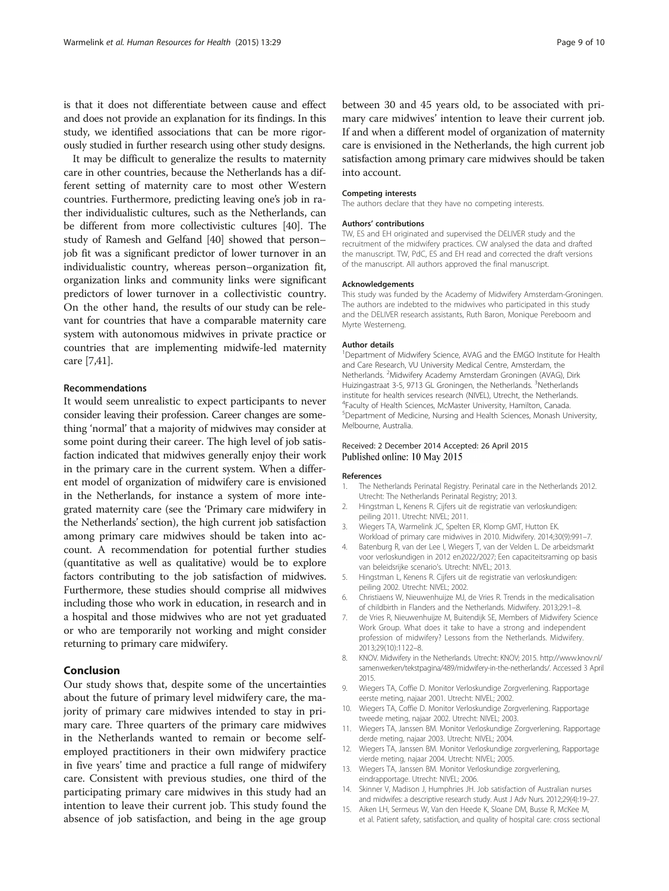is that it does not differentiate between cause and effect and does not provide an explanation for its findings. In this study, we identified associations that can be more rigorously studied in further research using other study designs.

It may be difficult to generalize the results to maternity care in other countries, because the Netherlands has a different setting of maternity care to most other Western countries. Furthermore, predicting leaving one's job in rather individualistic cultures, such as the Netherlands, can be different from more collectivistic cultures [40]. The study of Ramesh and Gelfand [40] showed that person–job fit was a significant predictor of lower turnover in an individualistic country, whereas person–organization fit, organization links and community links were significant predictors of lower turnover in a collectivistic country. On the other hand, the results of our study can be relevant for countries that have a comparable maternity care system with autonomous midwives in private practice or countries that are implementing midwife-led maternity care [7,41].

### Recommendations

It would seem unrealistic to expect participants to never consider leaving their profession. Career changes are something 'normal' that a majority of midwives may consider at some point during their career. The high level of job satisfaction indicated that midwives generally enjoy their work in the primary care in the current system. When a different model of organization of midwifery care is envisioned in the Netherlands, for instance a system of more integrated maternity care (see the 'Primary care midwifery in the Netherlands' section), the high current job satisfaction among primary care midwives should be taken into account. A recommendation for potential further studies (quantitative as well as qualitative) would be to explore factors contributing to the job satisfaction of midwives. Furthermore, these studies should comprise all midwives including those who work in education, in research and in a hospital and those midwives who are not yet graduated or who are temporarily not working and might consider returning to primary care midwifery.

## Conclusion

Our study shows that, despite some of the uncertainties about the future of primary level midwifery care, the majority of primary care midwives intended to stay in primary care. Three quarters of the primary care midwives in the Netherlands wanted to remain or become self-employed practitioners in their own midwifery practice in five years' time and practice a full range of midwifery care. Consistent with previous studies, one third of the participating primary care midwives in this study had an intention to leave their current job. This study found the absence of job satisfaction, and being in the age group between 30 and 45 years old, to be associated with primary care midwives' intention to leave their current job. If and when a different model of organization of maternity care is envisioned in the Netherlands, the high current job satisfaction among primary care midwives should be taken into account.

#### Competing interests

The authors declare that they have no competing interests.

#### Authors' contributions

TW, ES and EH originated and supervised the DELIVER study and the recruitment of the midwifery practices. CW analysed the data and drafted the manuscript. TW, PdC, ES and EH read and corrected the draft versions of the manuscript. All authors approved the final manuscript.

#### Acknowledgements

This study was funded by the Academy of Midwifery Amsterdam-Groningen. The authors are indebted to the midwives who participated in this study and the DELIVER research assistants, Ruth Baron, Monique Pereboom and Myrte Westerneng.

#### Author details

[1]Department of Midwifery Science, AVAG and the EMGO Institute for Health and Care Research, VU University Medical Centre, Amsterdam, the Netherlands. [2]Midwifery Academy Amsterdam Groningen (AVAG), Dirk Huizingastraat 3-5, 9713 GL Groningen, the Netherlands. [3]Netherlands institute for health services research (NIVEL), Utrecht, the Netherlands. [4]Faculty of Health Sciences, McMaster University, Hamilton, Canada. [5]Department of Medicine, Nursing and Health Sciences, Monash University, Melbourne, Australia.

Received: 2 December 2014 Accepted: 26 April 2015
Published online: 10 May 2015

#### References

1. The Netherlands Perinatal Registry. Perinatal care in the Netherlands 2012. Utrecht: The Netherlands Perinatal Registry; 2013.
2. Hingstman L, Kenens R. Cijfers uit de registratie van verloskundigen: peiling 2011. Utrecht: NIVEL; 2011.
3. Wiegers TA, Warmelink JC, Spelten ER, Klomp GMT, Hutton EK. Workload of primary care midwives in 2010. Midwifery. 2014;30(9):991–7.
4. Batenburg R, van der Lee I, Wiegers T, van der Velden L. De arbeidsmarkt voor verloskundigen in 2012 en2022/2027; Een capaciteitsraming op basis van beleidsrijke scenario's. Utrecht: NIVEL; 2013.
5. Hingstman L, Kenens R. Cijfers uit de registratie van verloskundigen: peiling 2002. Utrecht: NIVEL; 2002.
6. Christiaens W, Nieuwenhuijze MJ, de Vries R. Trends in the medicalisation of childbirth in Flanders and the Netherlands. Midwifery. 2013;29:1–8.
7. de Vries R, Nieuwenhuijze M, Buitendijk SE, Members of Midwifery Science Work Group. What does it take to have a strong and independent profession of midwifery? Lessons from the Netherlands. Midwifery. 2013;29(10):1122–8.
8. KNOV. Midwifery in the Netherlands. Utrecht: KNOV; 2015. http://www.knov.nl/samenwerken/tekstpagina/489/midwifery-in-the-netherlands/. Accessed 3 April 2015.
9. Wiegers TA, Coffie D. Monitor Verloskundige Zorgverlening. Rapportage eerste meting, najaar 2001. Utrecht: NIVEL; 2002.
10. Wiegers TA, Coffie D. Monitor Verloskundige Zorgverlening. Rapportage tweede meting, najaar 2002. Utrecht: NIVEL; 2003.
11. Wiegers TA, Janssen BM. Monitor Verloskundige Zorgverlening. Rapportage derde meting, najaar 2003. Utrecht: NIVEL; 2004.
12. Wiegers TA, Janssen BM. Monitor Verloskundige zorgverlening, Rapportage vierde meting, najaar 2004. Utrecht: NIVEL; 2005.
13. Wiegers TA, Janssen BM. Monitor Verloskundige zorgverlening, eindrapportage. Utrecht: NIVEL; 2006.
14. Skinner V, Madison J, Humphries JH. Job satisfaction of Australian nurses and midwifes: a descriptive research study. Aust J Adv Nurs. 2012;29(4):19–27.
15. Aiken LH, Sermeus W, Van den Heede K, Sloane DM, Busse R, McKee M, et al. Patient safety, satisfaction, and quality of hospital care: cross sectional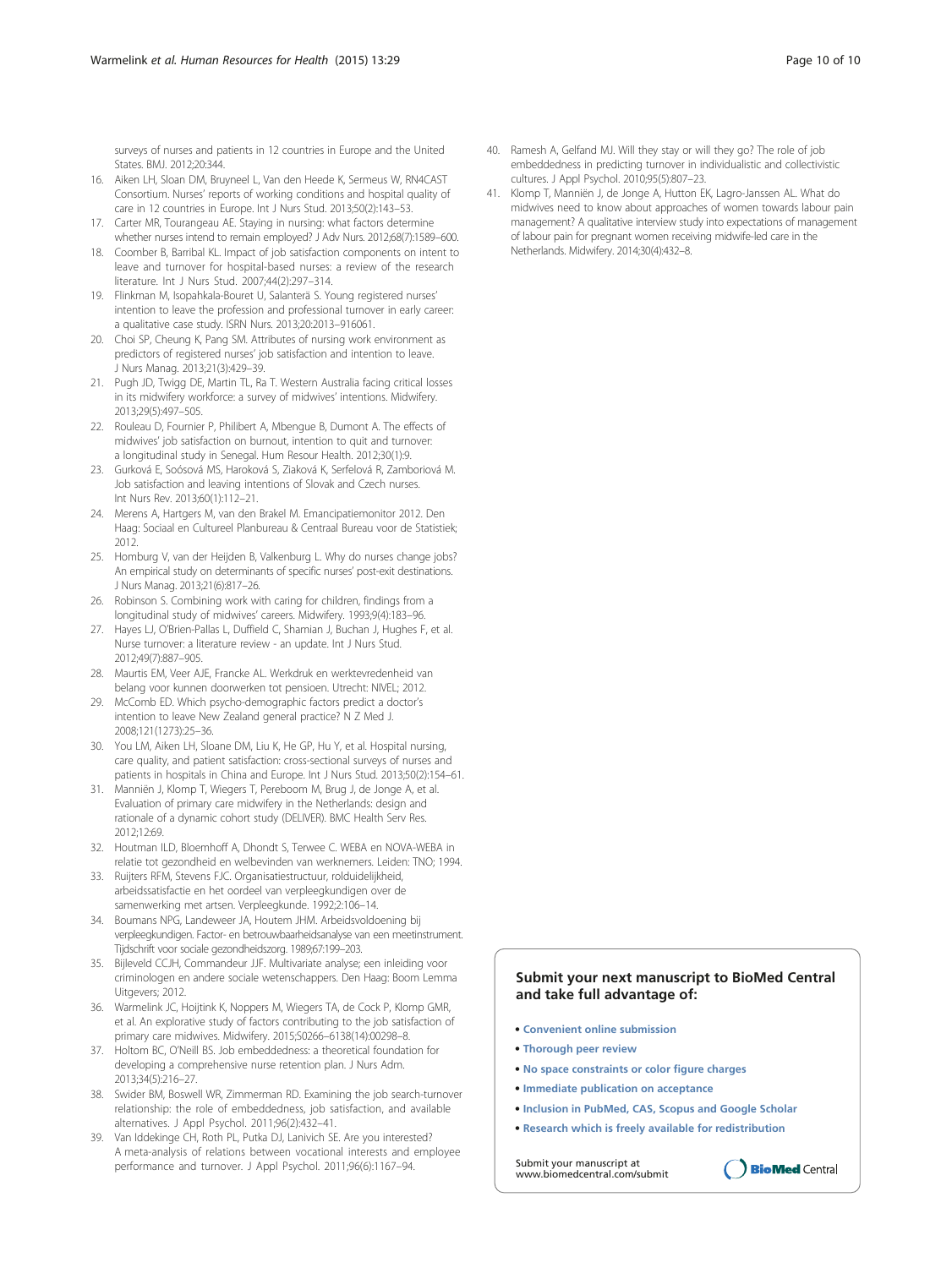surveys of nurses and patients in 12 countries in Europe and the United States. BMJ. 2012;20:344.

16. Aiken LH, Sloan DM, Bruyneel L, Van den Heede K, Sermeus W, RN4CAST Consortium. Nurses' reports of working conditions and hospital quality of care in 12 countries in Europe. Int J Nurs Stud. 2013;50(2):143–53.
17. Carter MR, Tourangeau AE. Staying in nursing: what factors determine whether nurses intend to remain employed? J Adv Nurs. 2012;68(7):1589–600.
18. Coomber B, Barribal KL. Impact of job satisfaction components on intent to leave and turnover for hospital-based nurses: a review of the research literature. Int J Nurs Stud. 2007;44(2):297–314.
19. Flinkman M, Isopahkala-Bouret U, Salanterä S. Young registered nurses' intention to leave the profession and professional turnover in early career: a qualitative case study. ISRN Nurs. 2013;20:2013–916061.
20. Choi SP, Cheung K, Pang SM. Attributes of nursing work environment as predictors of registered nurses' job satisfaction and intention to leave. J Nurs Manag. 2013;21(3):429–39.
21. Pugh JD, Twigg DE, Martin TL, Ra T. Western Australia facing critical losses in its midwifery workforce: a survey of midwives' intentions. Midwifery. 2013;29(5):497–505.
22. Rouleau D, Fournier P, Philibert A, Mbengue B, Dumont A. The effects of midwives' job satisfaction on burnout, intention to quit and turnover: a longitudinal study in Senegal. Hum Resour Health. 2012;30(1):9.
23. Gurková E, Soósová MS, Haroková S, Ziaková K, Serfelová R, Zamboriová M. Job satisfaction and leaving intentions of Slovak and Czech nurses. Int Nurs Rev. 2013;60(1):112–21.
24. Merens A, Hartgers M, van den Brakel M. Emancipatiemonitor 2012. Den Haag: Sociaal en Cultureel Planbureau & Centraal Bureau voor de Statistiek; 2012.
25. Homburg V, van der Heijden B, Valkenburg L. Why do nurses change jobs? An empirical study on determinants of specific nurses' post-exit destinations. J Nurs Manag. 2013;21(6):817–26.
26. Robinson S. Combining work with caring for children, findings from a longitudinal study of midwives' careers. Midwifery. 1993;9(4):183–96.
27. Hayes LJ, O'Brien-Pallas L, Duffield C, Shamian J, Buchan J, Hughes F, et al. Nurse turnover: a literature review - an update. Int J Nurs Stud. 2012;49(7):887–905.
28. Maurtis EM, Veer AJE, Francke AL. Werkdruk en werktevredenheid van belang voor kunnen doorwerken tot pensioen. Utrecht: NIVEL; 2012.
29. McComb ED. Which psycho-demographic factors predict a doctor's intention to leave New Zealand general practice? N Z Med J. 2008;121(1273):25–36.
30. You LM, Aiken LH, Sloane DM, Liu K, He GP, Hu Y, et al. Hospital nursing, care quality, and patient satisfaction: cross-sectional surveys of nurses and patients in hospitals in China and Europe. Int J Nurs Stud. 2013;50(2):154–61.
31. Manniën J, Klomp T, Wiegers T, Pereboom M, Brug J, de Jonge A, et al. Evaluation of primary care midwifery in the Netherlands: design and rationale of a dynamic cohort study (DELIVER). BMC Health Serv Res. 2012;12:69.
32. Houtman ILD, Bloemhoff A, Dhondt S, Terwee C. WEBA en NOVA-WEBA in relatie tot gezondheid en welbevinden van werknemers. Leiden: TNO; 1994.
33. Ruijters RFM, Stevens FJC. Organisatiestructuur, rolduidelijkheid, arbeidssatisfactie en het oordeel van verpleegkundigen over de samenwerking met artsen. Verpleegkunde. 1992;2:106–14.
34. Boumans NPG, Landeweer JA, Houtem JHM. Arbeidsvoldoening bij verpleegkundigen. Factor- en betrouwbaarheidsanalyse van een meetinstrument. Tijdschrift voor sociale gezondheidszorg. 1989;67:199–203.
35. Bijleveld CCJH, Commandeur JJF. Multivariate analyse; een inleiding voor criminologen en andere sociale wetenschappers. Den Haag: Boom Lemma Uitgevers; 2012.
36. Warmelink JC, Hoijtink K, Noppers M, Wiegers TA, de Cock P, Klomp GMR, et al. An explorative study of factors contributing to the job satisfaction of primary care midwives. Midwifery. 2015;S0266–6138(14):00298–8.
37. Holtom BC, O'Neill BS. Job embeddedness: a theoretical foundation for developing a comprehensive nurse retention plan. J Nurs Adm. 2013;34(5):216–27.
38. Swider BM, Boswell WR, Zimmerman RD. Examining the job search-turnover relationship: the role of embeddedness, job satisfaction, and available alternatives. J Appl Psychol. 2011;96(2):432–41.
39. Van Iddekinge CH, Roth PL, Putka DJ, Lanivich SE. Are you interested? A meta-analysis of relations between vocational interests and employee performance and turnover. J Appl Psychol. 2011;96(6):1167–94.
40. Ramesh A, Gelfand MJ. Will they stay or will they go? The role of job embeddedness in predicting turnover in individualistic and collectivistic cultures. J Appl Psychol. 2010;95(5):807–23.
41. Klomp T, Manniën J, de Jonge A, Hutton EK, Lagro-Janssen AL. What do midwives need to know about approaches of women towards labour pain management? A qualitative interview study into expectations of management of labour pain for pregnant women receiving midwife-led care in the Netherlands. Midwifery. 2014;30(4):432–8.

**Submit your next manuscript to BioMed Central and take full advantage of:**

- Convenient online submission
- Thorough peer review
- No space constraints or color figure charges
- Immediate publication on acceptance
- Inclusion in PubMed, CAS, Scopus and Google Scholar
- Research which is freely available for redistribution

Submit your manuscript at www.biomedcentral.com/submit

BioMed Central